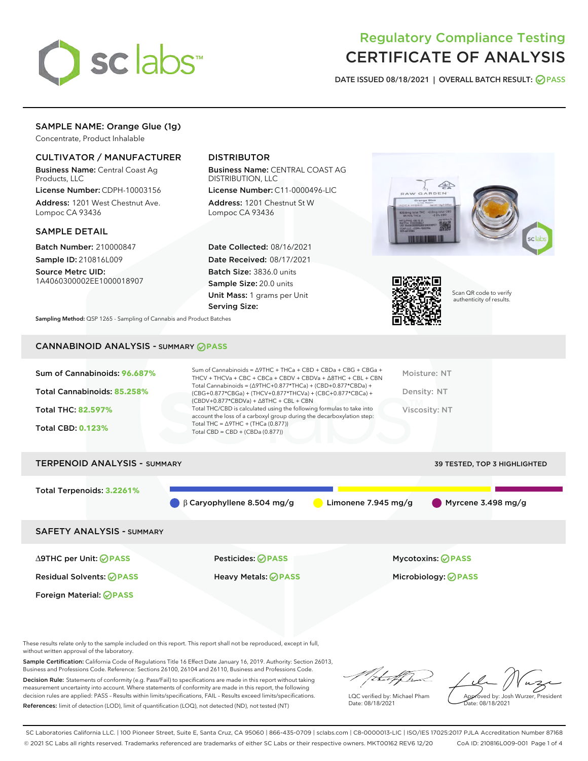# Regulatory Compliance Testing
# CERTIFICATE OF ANALYSIS

DATE ISSUED 08/18/2021 | OVERALL BATCH RESULT: PASS

## SAMPLE NAME: Orange Glue (1g)

Concentrate, Product Inhalable

### CULTIVATOR / MANUFACTURER

**Business Name:** Central Coast Ag Products, LLC
**License Number:** CDPH-10003156
**Address:** 1201 West Chestnut Ave. Lompoc CA 93436

### DISTRIBUTOR

**Business Name:** CENTRAL COAST AG DISTRIBUTION, LLC
**License Number:** C11-0000496-LIC
**Address:** 1201 Chestnut St W Lompoc CA 93436

### SAMPLE DETAIL

**Batch Number:** 210000847
**Sample ID:** 210816L009
**Source Metrc UID:** 1A4060300002EE1000018907

**Date Collected:** 08/16/2021
**Date Received:** 08/17/2021
**Batch Size:** 3836.0 units
**Sample Size:** 20.0 units
**Unit Mass:** 1 grams per Unit
**Serving Size:**

Scan QR code to verify authenticity of results.

**Sampling Method:** QSP 1265 - Sampling of Cannabis and Product Batches

## CANNABINOID ANALYSIS - SUMMARY PASS

**Sum of Cannabinoids: 96.687%**
**Total Cannabinoids: 85.258%**
**Total THC: 82.597%**
**Total CBD: 0.123%**

Sum of Cannabinoids = Δ9THC + THCa + CBD + CBDa + CBG + CBGa + THCV + THCVa + CBC + CBCa + CBDV + CBDVa + Δ8THC + CBL + CBN
Total Cannabinoids = (Δ9THC+0.877*THCa) + (CBD+0.877*CBDa) + (CBG+0.877*CBGa) + (THCV+0.877*THCVa) + (CBC+0.877*CBCa) + (CBDV+0.877*CBDVa) + Δ8THC + CBL + CBN
Total THC/CBD is calculated using the following formulas to take into account the loss of a carboxyl group during the decarboxylation step:
Total THC = Δ9THC + (THCa (0.877))
Total CBD = CBD + (CBDa (0.877))

Moisture: NT
Density: NT
Viscosity: NT

## TERPENOID ANALYSIS - SUMMARY

39 TESTED, TOP 3 HIGHLIGHTED

**Total Terpenoids: 3.2261%**

β Caryophyllene 8.504 mg/g
Limonene 7.945 mg/g
Myrcene 3.498 mg/g

## SAFETY ANALYSIS - SUMMARY

| | | |
|---|---|---|
| Δ9THC per Unit: PASS | Pesticides: PASS | Mycotoxins: PASS |
| Residual Solvents: PASS | Heavy Metals: PASS | Microbiology: PASS |
| Foreign Material: PASS | | |

These results relate only to the sample included on this report. This report shall not be reproduced, except in full, without written approval of the laboratory.

**Sample Certification:** California Code of Regulations Title 16 Effect Date January 16, 2019. Authority: Section 26013, Business and Professions Code. Reference: Sections 26100, 26104 and 26110, Business and Professions Code.

**Decision Rule:** Statements of conformity (e.g. Pass/Fail) to specifications are made in this report without taking measurement uncertainty into account. Where statements of conformity are made in this report, the following decision rules are applied: PASS – Results within limits/specifications, FAIL – Results exceed limits/specifications.

**References:** limit of detection (LOD), limit of quantification (LOQ), not detected (ND), not tested (NT)

LQC verified by: Michael Pham
Date: 08/18/2021

Approved by: Josh Wurzer, President
Date: 08/18/2021

SC Laboratories California LLC. | 100 Pioneer Street, Suite E, Santa Cruz, CA 95060 | 866-435-0709 | sclabs.com | C8-0000013-LIC | ISO/IES 17025:2017 PJLA Accreditation Number 87168
© 2021 SC Labs all rights reserved. Trademarks referenced are trademarks of either SC Labs or their respective owners. MKT00162 REV6 12/20 CoA ID: 210816L009-001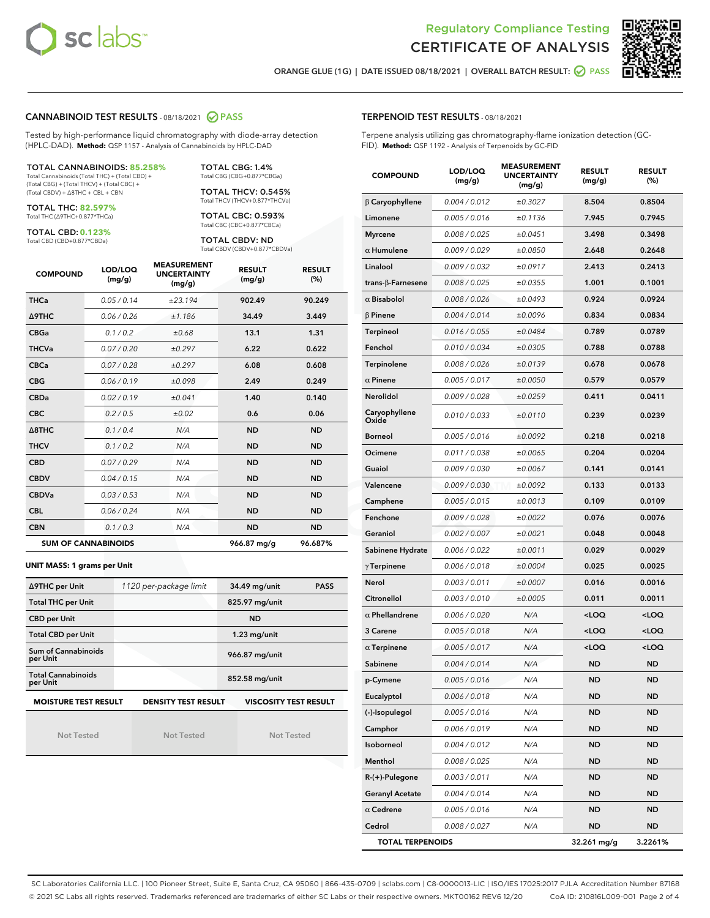Regulatory Compliance Testing

# CERTIFICATE OF ANALYSIS

ORANGE GLUE (1G) | DATE ISSUED 08/18/2021 | OVERALL BATCH RESULT: PASS

## CANNABINOID TEST RESULTS - 08/18/2021 PASS

Tested by high-performance liquid chromatography with diode-array detection (HPLC-DAD). **Method:** QSP 1157 - Analysis of Cannabinoids by HPLC-DAD

**TOTAL CANNABINOIDS: 85.258%**
Total Cannabinoids (Total THC) + (Total CBD) + (Total CBG) + (Total THCV) + (Total CBC) + (Total CBDV) + Δ8THC + CBL + CBN

**TOTAL THC: 82.597%**
Total THC (Δ9THC+0.877*THCa)

**TOTAL CBD: 0.123%**
Total CBD (CBD+0.877*CBDa)

**TOTAL CBG: 1.4%**
Total CBG (CBG+0.877*CBGa)

**TOTAL THCV: 0.545%**
Total THCV (THCV+0.877*THCVa)

**TOTAL CBC: 0.593%**
Total CBC (CBC+0.877*CBCa)

**TOTAL CBDV: ND**
Total CBDV (CBDV+0.877*CBDVa)

| COMPOUND | LOD/LOQ (mg/g) | MEASUREMENT UNCERTAINTY (mg/g) | RESULT (mg/g) | RESULT (%) |
|---|---|---|---|---|
| THCa | 0.05 / 0.14 | ±23.194 | 902.49 | 90.249 |
| Δ9THC | 0.06 / 0.26 | ±1.186 | 34.49 | 3.449 |
| CBGa | 0.1 / 0.2 | ±0.68 | 13.1 | 1.31 |
| THCVa | 0.07 / 0.20 | ±0.297 | 6.22 | 0.622 |
| CBCa | 0.07 / 0.28 | ±0.297 | 6.08 | 0.608 |
| CBG | 0.06 / 0.19 | ±0.098 | 2.49 | 0.249 |
| CBDa | 0.02 / 0.19 | ±0.041 | 1.40 | 0.140 |
| CBC | 0.2 / 0.5 | ±0.02 | 0.6 | 0.06 |
| Δ8THC | 0.1 / 0.4 | N/A | ND | ND |
| THCV | 0.1 / 0.2 | N/A | ND | ND |
| CBD | 0.07 / 0.29 | N/A | ND | ND |
| CBDV | 0.04 / 0.15 | N/A | ND | ND |
| CBDVa | 0.03 / 0.53 | N/A | ND | ND |
| CBL | 0.06 / 0.24 | N/A | ND | ND |
| CBN | 0.1 / 0.3 | N/A | ND | ND |
| **SUM OF CANNABINOIDS** | | | 966.87 mg/g | 96.687% |

**UNIT MASS: 1 grams per Unit**

| | | | |
|---|---|---|---|
| Δ9THC per Unit | 1120 per-package limit | 34.49 mg/unit | PASS |
| Total THC per Unit | | 825.97 mg/unit | |
| CBD per Unit | | ND | |
| Total CBD per Unit | | 1.23 mg/unit | |
| Sum of Cannabinoids per Unit | | 966.87 mg/unit | |
| Total Cannabinoids per Unit | | 852.58 mg/unit | |

| MOISTURE TEST RESULT | DENSITY TEST RESULT | VISCOSITY TEST RESULT |
|---|---|---|
| Not Tested | Not Tested | Not Tested |

## TERPENOID TEST RESULTS - 08/18/2021

Terpene analysis utilizing gas chromatography-flame ionization detection (GC-FID). **Method:** QSP 1192 - Analysis of Terpenoids by GC-FID

| COMPOUND | LOD/LOQ (mg/g) | MEASUREMENT UNCERTAINTY (mg/g) | RESULT (mg/g) | RESULT (%) |
|---|---|---|---|---|
| β Caryophyllene | 0.004 / 0.012 | ±0.3027 | 8.504 | 0.8504 |
| Limonene | 0.005 / 0.016 | ±0.1136 | 7.945 | 0.7945 |
| Myrcene | 0.008 / 0.025 | ±0.0451 | 3.498 | 0.3498 |
| α Humulene | 0.009 / 0.029 | ±0.0850 | 2.648 | 0.2648 |
| Linalool | 0.009 / 0.032 | ±0.0917 | 2.413 | 0.2413 |
| trans-β-Farnesene | 0.008 / 0.025 | ±0.0355 | 1.001 | 0.1001 |
| α Bisabolol | 0.008 / 0.026 | ±0.0493 | 0.924 | 0.0924 |
| β Pinene | 0.004 / 0.014 | ±0.0096 | 0.834 | 0.0834 |
| Terpineol | 0.016 / 0.055 | ±0.0484 | 0.789 | 0.0789 |
| Fenchol | 0.010 / 0.034 | ±0.0305 | 0.788 | 0.0788 |
| Terpinolene | 0.008 / 0.026 | ±0.0139 | 0.678 | 0.0678 |
| α Pinene | 0.005 / 0.017 | ±0.0050 | 0.579 | 0.0579 |
| Nerolidol | 0.009 / 0.028 | ±0.0259 | 0.411 | 0.0411 |
| Caryophyllene Oxide | 0.010 / 0.033 | ±0.0110 | 0.239 | 0.0239 |
| Borneol | 0.005 / 0.016 | ±0.0092 | 0.218 | 0.0218 |
| Ocimene | 0.011 / 0.038 | ±0.0065 | 0.204 | 0.0204 |
| Guaiol | 0.009 / 0.030 | ±0.0067 | 0.141 | 0.0141 |
| Valencene | 0.009 / 0.030 | ±0.0092 | 0.133 | 0.0133 |
| Camphene | 0.005 / 0.015 | ±0.0013 | 0.109 | 0.0109 |
| Fenchone | 0.009 / 0.028 | ±0.0022 | 0.076 | 0.0076 |
| Geraniol | 0.002 / 0.007 | ±0.0021 | 0.048 | 0.0048 |
| Sabinene Hydrate | 0.006 / 0.022 | ±0.0011 | 0.029 | 0.0029 |
| γ Terpinene | 0.006 / 0.018 | ±0.0004 | 0.025 | 0.0025 |
| Nerol | 0.003 / 0.011 | ±0.0007 | 0.016 | 0.0016 |
| Citronellol | 0.003 / 0.010 | ±0.0005 | 0.011 | 0.0011 |
| α Phellandrene | 0.006 / 0.020 | N/A | <LOQ | <LOQ |
| 3 Carene | 0.005 / 0.018 | N/A | <LOQ | <LOQ |
| α Terpinene | 0.005 / 0.017 | N/A | <LOQ | <LOQ |
| Sabinene | 0.004 / 0.014 | N/A | ND | ND |
| p-Cymene | 0.005 / 0.016 | N/A | ND | ND |
| Eucalyptol | 0.006 / 0.018 | N/A | ND | ND |
| (-)-Isopulegol | 0.005 / 0.016 | N/A | ND | ND |
| Camphor | 0.006 / 0.019 | N/A | ND | ND |
| Isoborneol | 0.004 / 0.012 | N/A | ND | ND |
| Menthol | 0.008 / 0.025 | N/A | ND | ND |
| R-(+)-Pulegone | 0.003 / 0.011 | N/A | ND | ND |
| Geranyl Acetate | 0.004 / 0.014 | N/A | ND | ND |
| α Cedrene | 0.005 / 0.016 | N/A | ND | ND |
| Cedrol | 0.008 / 0.027 | N/A | ND | ND |
| **TOTAL TERPENOIDS** | | | 32.261 mg/g | 3.2261% |

SC Laboratories California LLC. | 100 Pioneer Street, Suite E, Santa Cruz, CA 95060 | 866-435-0709 | sclabs.com | C8-0000013-LIC | ISO/IES 17025:2017 PJLA Accreditation Number 87168
© 2021 SC Labs all rights reserved. Trademarks referenced are trademarks of either SC Labs or their respective owners. MKT00162 REV6 12/20 CoA ID: 210816L009-001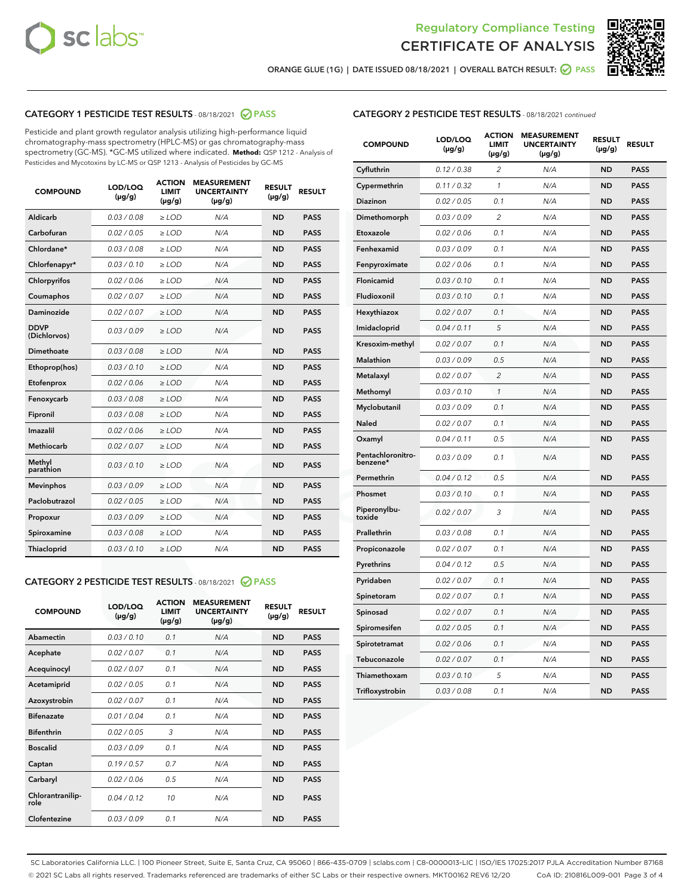Regulatory Compliance Testing
# CERTIFICATE OF ANALYSIS

ORANGE GLUE (1G) | DATE ISSUED 08/18/2021 | OVERALL BATCH RESULT: PASS

## CATEGORY 1 PESTICIDE TEST RESULTS - 08/18/2021 PASS

Pesticide and plant growth regulator analysis utilizing high-performance liquid chromatography-mass spectrometry (HPLC-MS) or gas chromatography-mass spectrometry (GC-MS). *GC-MS utilized where indicated. **Method:** QSP 1212 - Analysis of Pesticides and Mycotoxins by LC-MS or QSP 1213 - Analysis of Pesticides by GC-MS

| COMPOUND | LOD/LOQ (µg/g) | ACTION LIMIT (µg/g) | MEASUREMENT UNCERTAINTY (µg/g) | RESULT (µg/g) | RESULT |
|---|---|---|---|---|---|
| Aldicarb | 0.03 / 0.08 | ≥ LOD | N/A | ND | PASS |
| Carbofuran | 0.02 / 0.05 | ≥ LOD | N/A | ND | PASS |
| Chlordane* | 0.03 / 0.08 | ≥ LOD | N/A | ND | PASS |
| Chlorfenapyr* | 0.03 / 0.10 | ≥ LOD | N/A | ND | PASS |
| Chlorpyrifos | 0.02 / 0.06 | ≥ LOD | N/A | ND | PASS |
| Coumaphos | 0.02 / 0.07 | ≥ LOD | N/A | ND | PASS |
| Daminozide | 0.02 / 0.07 | ≥ LOD | N/A | ND | PASS |
| DDVP (Dichlorvos) | 0.03 / 0.09 | ≥ LOD | N/A | ND | PASS |
| Dimethoate | 0.03 / 0.08 | ≥ LOD | N/A | ND | PASS |
| Ethoprop(hos) | 0.03 / 0.10 | ≥ LOD | N/A | ND | PASS |
| Etofenprox | 0.02 / 0.06 | ≥ LOD | N/A | ND | PASS |
| Fenoxycarb | 0.03 / 0.08 | ≥ LOD | N/A | ND | PASS |
| Fipronil | 0.03 / 0.08 | ≥ LOD | N/A | ND | PASS |
| Imazalil | 0.02 / 0.06 | ≥ LOD | N/A | ND | PASS |
| Methiocarb | 0.02 / 0.07 | ≥ LOD | N/A | ND | PASS |
| Methyl parathion | 0.03 / 0.10 | ≥ LOD | N/A | ND | PASS |
| Mevinphos | 0.03 / 0.09 | ≥ LOD | N/A | ND | PASS |
| Paclobutrazol | 0.02 / 0.05 | ≥ LOD | N/A | ND | PASS |
| Propoxur | 0.03 / 0.09 | ≥ LOD | N/A | ND | PASS |
| Spiroxamine | 0.03 / 0.08 | ≥ LOD | N/A | ND | PASS |
| Thiacloprid | 0.03 / 0.10 | ≥ LOD | N/A | ND | PASS |

## CATEGORY 2 PESTICIDE TEST RESULTS - 08/18/2021 PASS

| COMPOUND | LOD/LOQ (µg/g) | ACTION LIMIT (µg/g) | MEASUREMENT UNCERTAINTY (µg/g) | RESULT (µg/g) | RESULT |
|---|---|---|---|---|---|
| Abamectin | 0.03 / 0.10 | 0.1 | N/A | ND | PASS |
| Acephate | 0.02 / 0.07 | 0.1 | N/A | ND | PASS |
| Acequinocyl | 0.02 / 0.07 | 0.1 | N/A | ND | PASS |
| Acetamiprid | 0.02 / 0.05 | 0.1 | N/A | ND | PASS |
| Azoxystrobin | 0.02 / 0.07 | 0.1 | N/A | ND | PASS |
| Bifenazate | 0.01 / 0.04 | 0.1 | N/A | ND | PASS |
| Bifenthrin | 0.02 / 0.05 | 3 | N/A | ND | PASS |
| Boscalid | 0.03 / 0.09 | 0.1 | N/A | ND | PASS |
| Captan | 0.19 / 0.57 | 0.7 | N/A | ND | PASS |
| Carbaryl | 0.02 / 0.06 | 0.5 | N/A | ND | PASS |
| Chlorantraniliprole | 0.04 / 0.12 | 10 | N/A | ND | PASS |
| Clofentezine | 0.03 / 0.09 | 0.1 | N/A | ND | PASS |
| Cyfluthrin | 0.12 / 0.38 | 2 | N/A | ND | PASS |
| Cypermethrin | 0.11 / 0.32 | 1 | N/A | ND | PASS |
| Diazinon | 0.02 / 0.05 | 0.1 | N/A | ND | PASS |
| Dimethomorph | 0.03 / 0.09 | 2 | N/A | ND | PASS |
| Etoxazole | 0.02 / 0.06 | 0.1 | N/A | ND | PASS |
| Fenhexamid | 0.03 / 0.09 | 0.1 | N/A | ND | PASS |
| Fenpyroximate | 0.02 / 0.06 | 0.1 | N/A | ND | PASS |
| Flonicamid | 0.03 / 0.10 | 0.1 | N/A | ND | PASS |
| Fludioxonil | 0.03 / 0.10 | 0.1 | N/A | ND | PASS |
| Hexythiazox | 0.02 / 0.07 | 0.1 | N/A | ND | PASS |
| Imidacloprid | 0.04 / 0.11 | 5 | N/A | ND | PASS |
| Kresoxim-methyl | 0.02 / 0.07 | 0.1 | N/A | ND | PASS |
| Malathion | 0.03 / 0.09 | 0.5 | N/A | ND | PASS |
| Metalaxyl | 0.02 / 0.07 | 2 | N/A | ND | PASS |
| Methomyl | 0.03 / 0.10 | 1 | N/A | ND | PASS |
| Myclobutanil | 0.03 / 0.09 | 0.1 | N/A | ND | PASS |
| Naled | 0.02 / 0.07 | 0.1 | N/A | ND | PASS |
| Oxamyl | 0.04 / 0.11 | 0.5 | N/A | ND | PASS |
| Pentachloronitrobenzene* | 0.03 / 0.09 | 0.1 | N/A | ND | PASS |
| Permethrin | 0.04 / 0.12 | 0.5 | N/A | ND | PASS |
| Phosmet | 0.03 / 0.10 | 0.1 | N/A | ND | PASS |
| Piperonylbutoxide | 0.02 / 0.07 | 3 | N/A | ND | PASS |
| Prallethrin | 0.03 / 0.08 | 0.1 | N/A | ND | PASS |
| Propiconazole | 0.02 / 0.07 | 0.1 | N/A | ND | PASS |
| Pyrethrins | 0.04 / 0.12 | 0.5 | N/A | ND | PASS |
| Pyridaben | 0.02 / 0.07 | 0.1 | N/A | ND | PASS |
| Spinetoram | 0.02 / 0.07 | 0.1 | N/A | ND | PASS |
| Spinosad | 0.02 / 0.07 | 0.1 | N/A | ND | PASS |
| Spiromesifen | 0.02 / 0.05 | 0.1 | N/A | ND | PASS |
| Spirotetramat | 0.02 / 0.06 | 0.1 | N/A | ND | PASS |
| Tebuconazole | 0.02 / 0.07 | 0.1 | N/A | ND | PASS |
| Thiamethoxam | 0.03 / 0.10 | 5 | N/A | ND | PASS |
| Trifloxystrobin | 0.03 / 0.08 | 0.1 | N/A | ND | PASS |

SC Laboratories California LLC. | 100 Pioneer Street, Suite E, Santa Cruz, CA 95060 | 866-435-0709 | sclabs.com | C8-0000013-LIC | ISO/IES 17025:2017 PJLA Accreditation Number 87168
© 2021 SC Labs all rights reserved. Trademarks referenced are trademarks of either SC Labs or their respective owners. MKT00162 REV6 12/20 CoA ID: 210816L009-001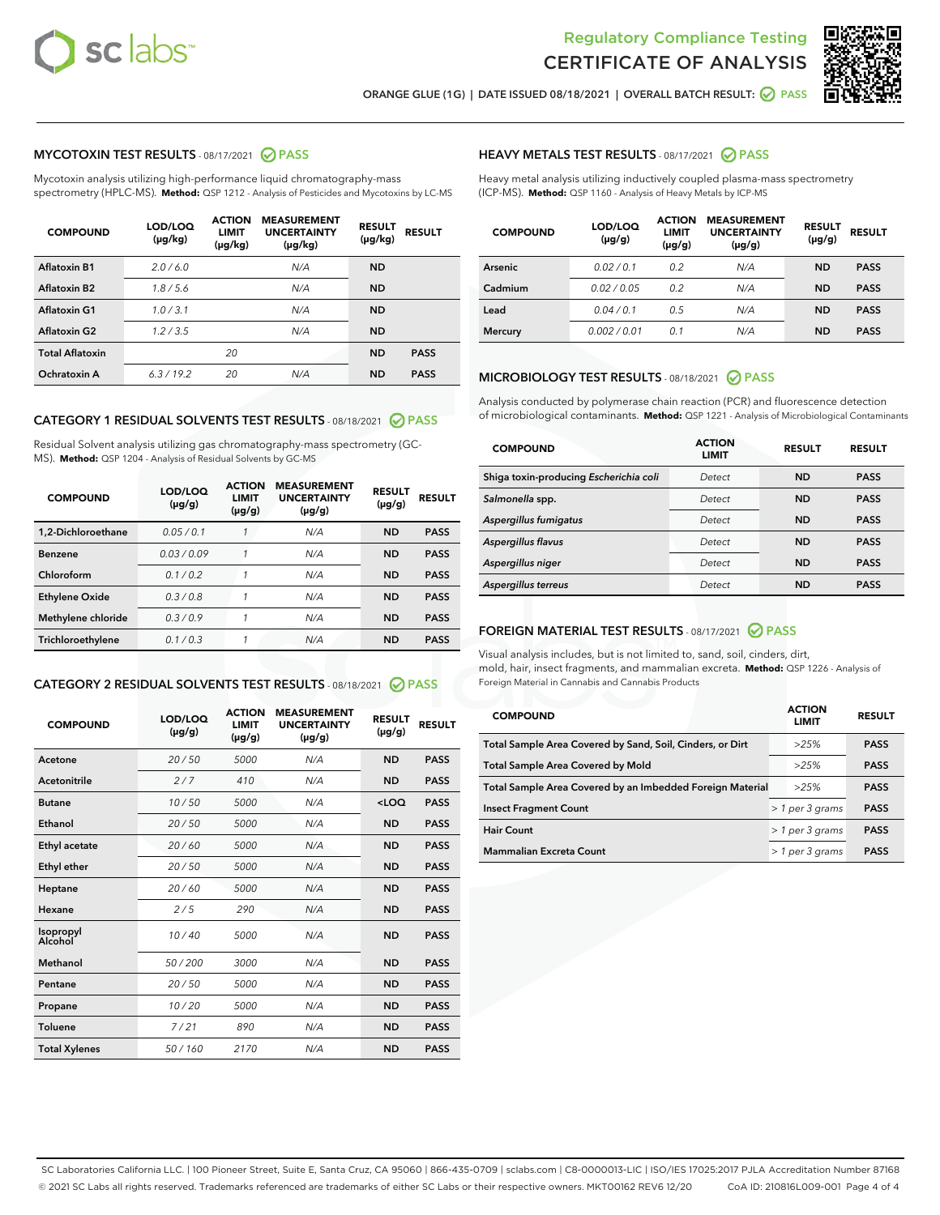Regulatory Compliance Testing

# CERTIFICATE OF ANALYSIS

ORANGE GLUE (1G) | DATE ISSUED 08/18/2021 | OVERALL BATCH RESULT: PASS

## MYCOTOXIN TEST RESULTS - 08/17/2021 PASS

Mycotoxin analysis utilizing high-performance liquid chromatography-mass spectrometry (HPLC-MS). **Method:** QSP 1212 - Analysis of Pesticides and Mycotoxins by LC-MS

| COMPOUND | LOD/LOQ (µg/kg) | ACTION LIMIT (µg/kg) | MEASUREMENT UNCERTAINTY (µg/kg) | RESULT (µg/kg) | RESULT |
|---|---|---|---|---|---|
| Aflatoxin B1 | 2.0 / 6.0 | | N/A | ND | |
| Aflatoxin B2 | 1.8 / 5.6 | | N/A | ND | |
| Aflatoxin G1 | 1.0 / 3.1 | | N/A | ND | |
| Aflatoxin G2 | 1.2 / 3.5 | | N/A | ND | |
| Total Aflatoxin | | 20 | | ND | PASS |
| Ochratoxin A | 6.3 / 19.2 | 20 | N/A | ND | PASS |

## CATEGORY 1 RESIDUAL SOLVENTS TEST RESULTS - 08/18/2021 PASS

Residual Solvent analysis utilizing gas chromatography-mass spectrometry (GC-MS). **Method:** QSP 1204 - Analysis of Residual Solvents by GC-MS

| COMPOUND | LOD/LOQ (µg/g) | ACTION LIMIT (µg/g) | MEASUREMENT UNCERTAINTY (µg/g) | RESULT (µg/g) | RESULT |
|---|---|---|---|---|---|
| 1,2-Dichloroethane | 0.05 / 0.1 | 1 | N/A | ND | PASS |
| Benzene | 0.03 / 0.09 | 1 | N/A | ND | PASS |
| Chloroform | 0.1 / 0.2 | 1 | N/A | ND | PASS |
| Ethylene Oxide | 0.3 / 0.8 | 1 | N/A | ND | PASS |
| Methylene chloride | 0.3 / 0.9 | 1 | N/A | ND | PASS |
| Trichloroethylene | 0.1 / 0.3 | 1 | N/A | ND | PASS |

## CATEGORY 2 RESIDUAL SOLVENTS TEST RESULTS - 08/18/2021 PASS

| COMPOUND | LOD/LOQ (µg/g) | ACTION LIMIT (µg/g) | MEASUREMENT UNCERTAINTY (µg/g) | RESULT (µg/g) | RESULT |
|---|---|---|---|---|---|
| Acetone | 20 / 50 | 5000 | N/A | ND | PASS |
| Acetonitrile | 2 / 7 | 410 | N/A | ND | PASS |
| Butane | 10 / 50 | 5000 | N/A | <LOQ | PASS |
| Ethanol | 20 / 50 | 5000 | N/A | ND | PASS |
| Ethyl acetate | 20 / 60 | 5000 | N/A | ND | PASS |
| Ethyl ether | 20 / 50 | 5000 | N/A | ND | PASS |
| Heptane | 20 / 60 | 5000 | N/A | ND | PASS |
| Hexane | 2 / 5 | 290 | N/A | ND | PASS |
| Isopropyl Alcohol | 10 / 40 | 5000 | N/A | ND | PASS |
| Methanol | 50 / 200 | 3000 | N/A | ND | PASS |
| Pentane | 20 / 50 | 5000 | N/A | ND | PASS |
| Propane | 10 / 20 | 5000 | N/A | ND | PASS |
| Toluene | 7 / 21 | 890 | N/A | ND | PASS |
| Total Xylenes | 50 / 160 | 2170 | N/A | ND | PASS |

## HEAVY METALS TEST RESULTS - 08/17/2021 PASS

Heavy metal analysis utilizing inductively coupled plasma-mass spectrometry (ICP-MS). **Method:** QSP 1160 - Analysis of Heavy Metals by ICP-MS

| COMPOUND | LOD/LOQ (µg/g) | ACTION LIMIT (µg/g) | MEASUREMENT UNCERTAINTY (µg/g) | RESULT (µg/g) | RESULT |
|---|---|---|---|---|---|
| Arsenic | 0.02 / 0.1 | 0.2 | N/A | ND | PASS |
| Cadmium | 0.02 / 0.05 | 0.2 | N/A | ND | PASS |
| Lead | 0.04 / 0.1 | 0.5 | N/A | ND | PASS |
| Mercury | 0.002 / 0.01 | 0.1 | N/A | ND | PASS |

## MICROBIOLOGY TEST RESULTS - 08/18/2021 PASS

Analysis conducted by polymerase chain reaction (PCR) and fluorescence detection of microbiological contaminants. **Method:** QSP 1221 - Analysis of Microbiological Contaminants

| COMPOUND | ACTION LIMIT | RESULT | RESULT |
|---|---|---|---|
| Shiga toxin-producing *Escherichia coli* | Detect | ND | PASS |
| *Salmonella* spp. | Detect | ND | PASS |
| *Aspergillus fumigatus* | Detect | ND | PASS |
| *Aspergillus flavus* | Detect | ND | PASS |
| *Aspergillus niger* | Detect | ND | PASS |
| *Aspergillus terreus* | Detect | ND | PASS |

## FOREIGN MATERIAL TEST RESULTS - 08/17/2021 PASS

Visual analysis includes, but is not limited to, sand, soil, cinders, dirt, mold, hair, insect fragments, and mammalian excreta. **Method:** QSP 1226 - Analysis of Foreign Material in Cannabis and Cannabis Products

| COMPOUND | ACTION LIMIT | RESULT |
|---|---|---|
| Total Sample Area Covered by Sand, Soil, Cinders, or Dirt | >25% | PASS |
| Total Sample Area Covered by Mold | >25% | PASS |
| Total Sample Area Covered by an Imbedded Foreign Material | >25% | PASS |
| Insect Fragment Count | > 1 per 3 grams | PASS |
| Hair Count | > 1 per 3 grams | PASS |
| Mammalian Excreta Count | > 1 per 3 grams | PASS |

SC Laboratories California LLC. | 100 Pioneer Street, Suite E, Santa Cruz, CA 95060 | 866-435-0709 | sclabs.com | C8-0000013-LIC | ISO/IES 17025:2017 PJLA Accreditation Number 87168
© 2021 SC Labs all rights reserved. Trademarks referenced are trademarks of either SC Labs or their respective owners. MKT00162 REV6 12/20 CoA ID: 210816L009-001